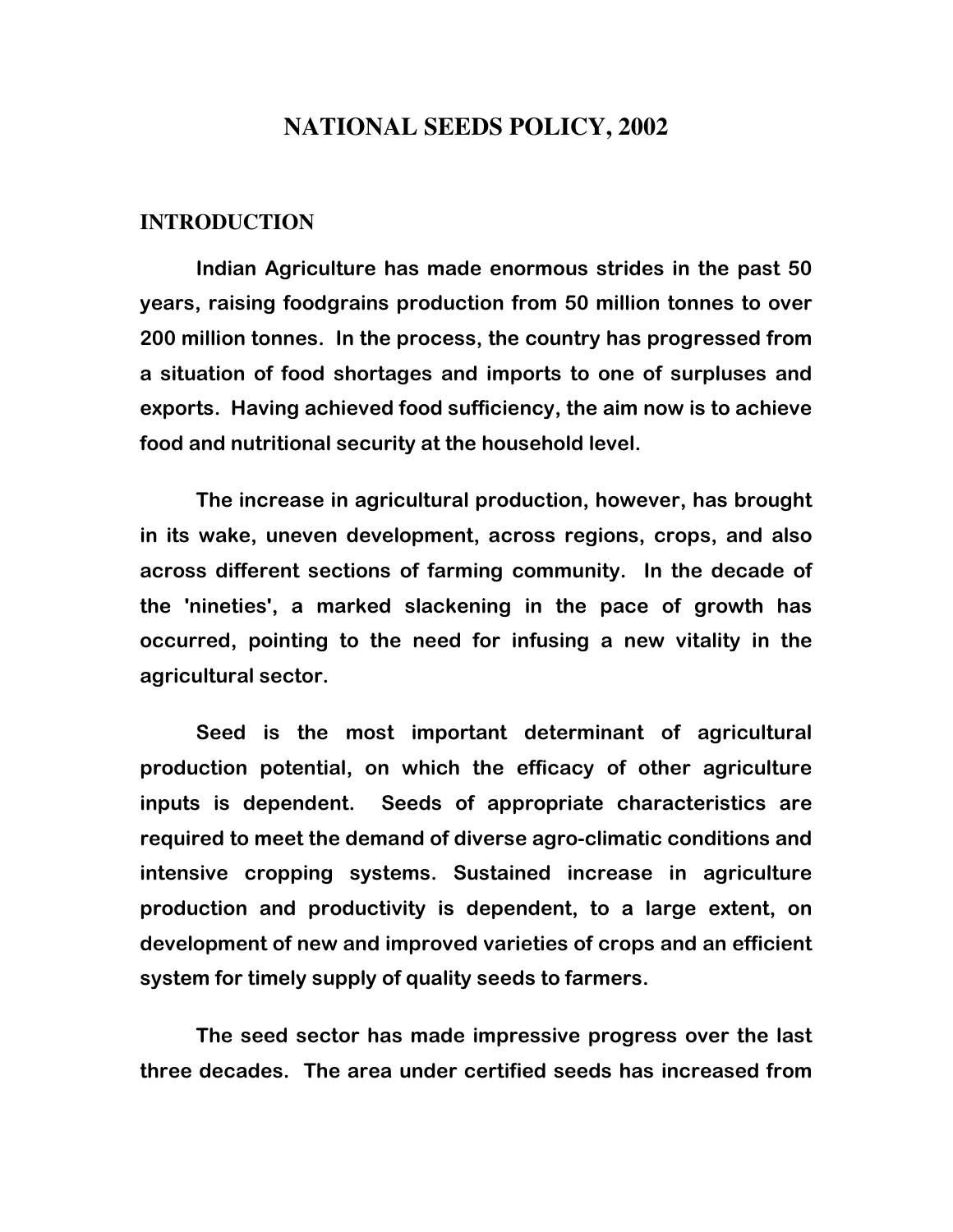# NATIONAL SEEDS POLICY, 2002

## INTRODUCTION

Indian Agriculture has made enormous strides in the past 50 years, raising foodgrains production from 50 million tonnes to over 200 million tonnes. In the process, the country has progressed from a situation of food shortages and imports to one of surpluses and exports. Having achieved food sufficiency, the aim now is to achieve food and nutritional security at the household level.

The increase in agricultural production, however, has brought in its wake, uneven development, across regions, crops, and also across different sections of farming community. In the decade of the 'nineties', a marked slackening in the pace of growth has occurred, pointing to the need for infusing a new vitality in the agricultural sector.

Seed is the most important determinant of agricultural production potential, on which the efficacy of other agriculture inputs is dependent. Seeds of appropriate characteristics are required to meet the demand of diverse agro-climatic conditions and intensive cropping systems. Sustained increase in agriculture production and productivity is dependent, to a large extent, on development of new and improved varieties of crops and an efficient system for timely supply of quality seeds to farmers.

The seed sector has made impressive progress over the last three decades. The area under certified seeds has increased from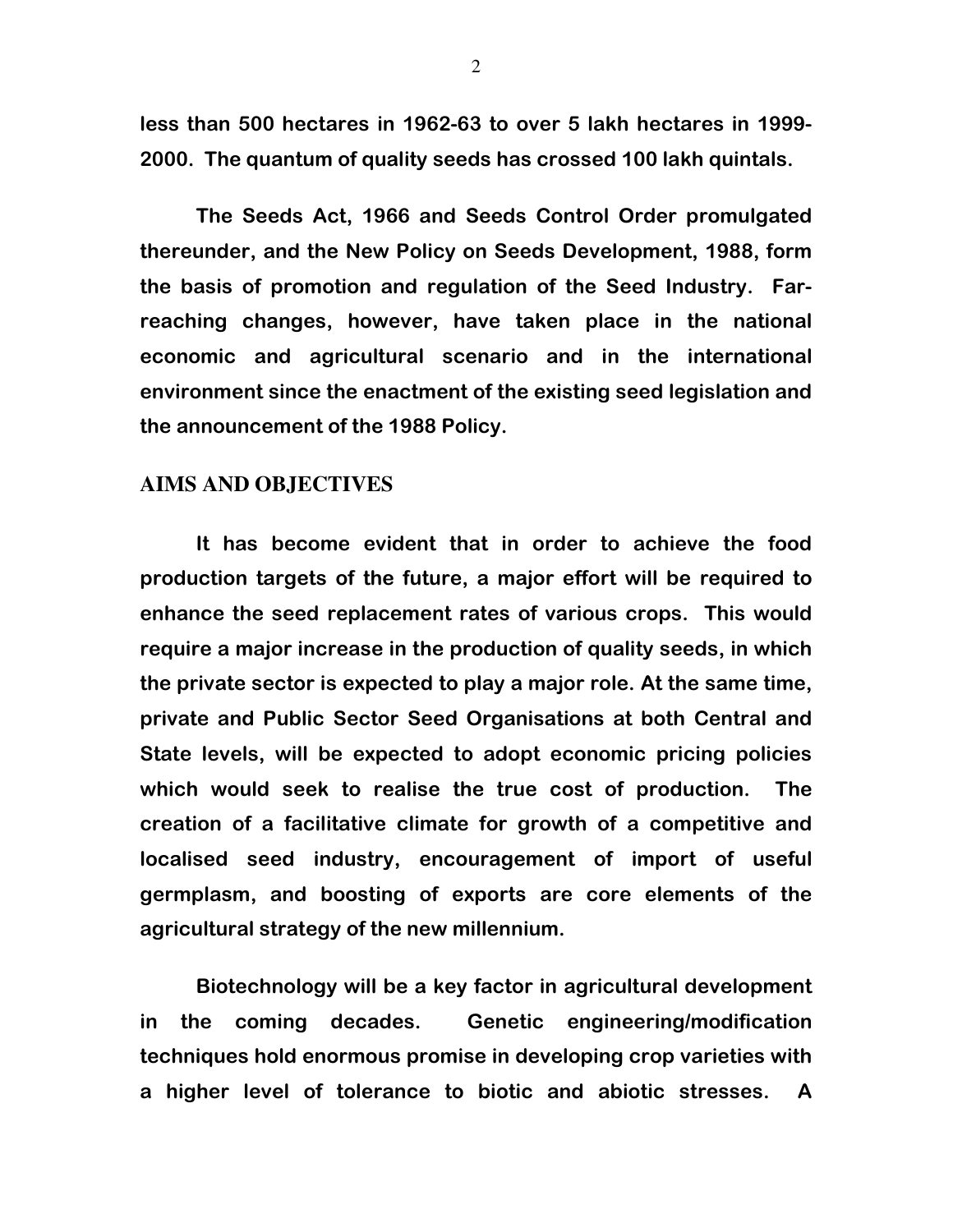**less than 500 hectares in 1962-63 to over 5 lakh hectares in 1999-2000. The quantum of quality seeds has crossed 100 lakh quintals.**

**The Seeds Act, 1966 and Seeds Control Order promulgated thereunder, and the New Policy on Seeds Development, 1988, form the basis of promotion and regulation of the Seed Industry. Far-reaching changes, however, have taken place in the national economic and agricultural scenario and in the international environment since the enactment of the existing seed legislation and the announcement of the 1988 Policy.**

## AIMS AND OBJECTIVES

**It has become evident that in order to achieve the food production targets of the future, a major effort will be required to enhance the seed replacement rates of various crops. This would require a major increase in the production of quality seeds, in which the private sector is expected to play a major role. At the same time, private and Public Sector Seed Organisations at both Central and State levels, will be expected to adopt economic pricing policies which would seek to realise the true cost of production. The creation of a facilitative climate for growth of a competitive and localised seed industry, encouragement of import of useful germplasm, and boosting of exports are core elements of the agricultural strategy of the new millennium.**

**Biotechnology will be a key factor in agricultural development in the coming decades. Genetic engineering/modification techniques hold enormous promise in developing crop varieties with a higher level of tolerance to biotic and abiotic stresses. A**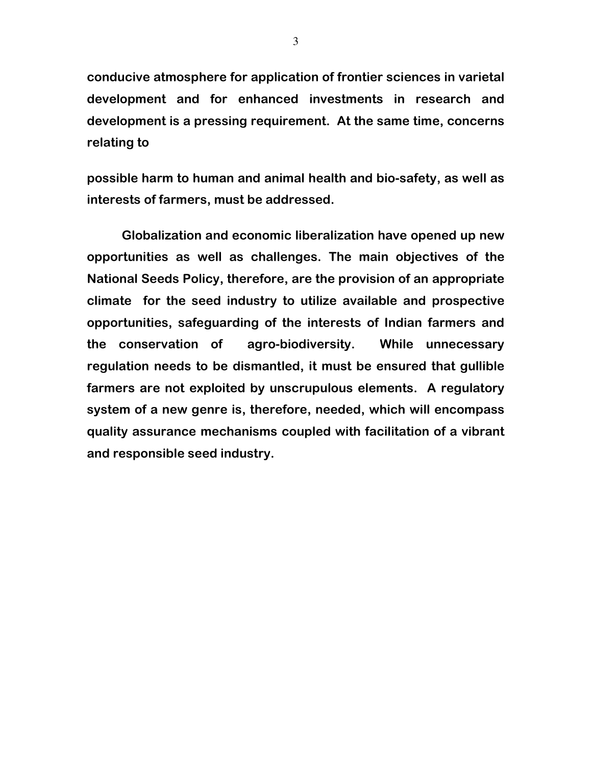**conducive atmosphere for application of frontier sciences in varietal development and for enhanced investments in research and development is a pressing requirement. At the same time, concerns relating to**

**possible harm to human and animal health and bio-safety, as well as interests of farmers, must be addressed.**

**Globalization and economic liberalization have opened up new opportunities as well as challenges. The main objectives of the National Seeds Policy, therefore, are the provision of an appropriate climate for the seed industry to utilize available and prospective opportunities, safeguarding of the interests of Indian farmers and the conservation of agro-biodiversity. While unnecessary regulation needs to be dismantled, it must be ensured that gullible farmers are not exploited by unscrupulous elements. A regulatory system of a new genre is, therefore, needed, which will encompass quality assurance mechanisms coupled with facilitation of a vibrant and responsible seed industry.**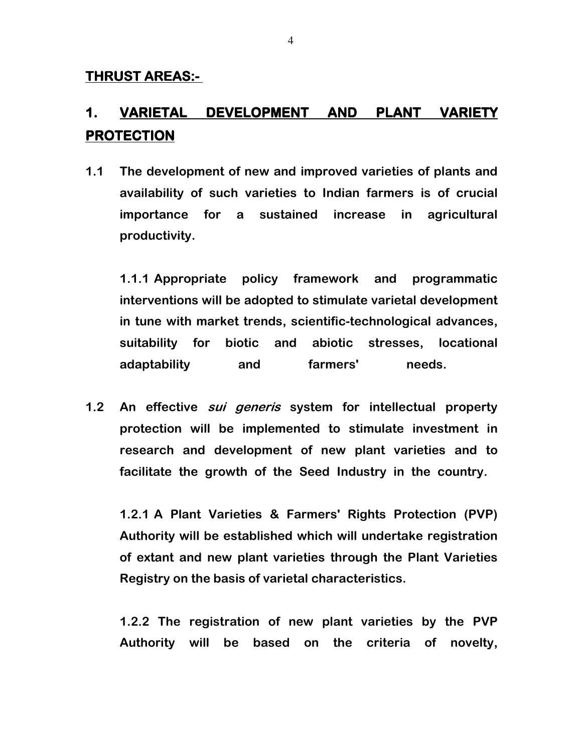## THRUST AREAS:-

## 1. VARIETAL DEVELOPMENT AND PLANT VARIETY PROTECTION

**1.1 The development of new and improved varieties of plants and availability of such varieties to Indian farmers is of crucial importance for a sustained increase in agricultural productivity.**

**1.1.1 Appropriate policy framework and programmatic interventions will be adopted to stimulate varietal development in tune with market trends, scientific-technological advances, suitability for biotic and abiotic stresses, locational adaptability and farmers' needs.**

**1.2 An effective *sui generis* system for intellectual property protection will be implemented to stimulate investment in research and development of new plant varieties and to facilitate the growth of the Seed Industry in the country.**

**1.2.1 A Plant Varieties & Farmers' Rights Protection (PVP) Authority will be established which will undertake registration of extant and new plant varieties through the Plant Varieties Registry on the basis of varietal characteristics.**

**1.2.2 The registration of new plant varieties by the PVP Authority will be based on the criteria of novelty,**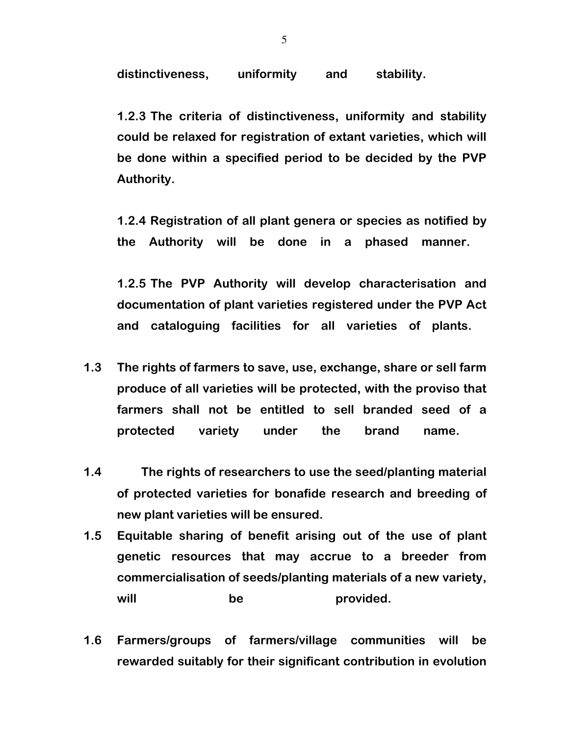**distinctiveness, uniformity and stability.**

**1.2.3 The criteria of distinctiveness, uniformity and stability could be relaxed for registration of extant varieties, which will be done within a specified period to be decided by the PVP Authority.**

**1.2.4 Registration of all plant genera or species as notified by the Authority will be done in a phased manner.**

**1.2.5 The PVP Authority will develop characterisation and documentation of plant varieties registered under the PVP Act and cataloguing facilities for all varieties of plants.**

**1.3 The rights of farmers to save, use, exchange, share or sell farm produce of all varieties will be protected, with the proviso that farmers shall not be entitled to sell branded seed of a protected variety under the brand name.**

**1.4 The rights of researchers to use the seed/planting material of protected varieties for bonafide research and breeding of new plant varieties will be ensured.**

**1.5 Equitable sharing of benefit arising out of the use of plant genetic resources that may accrue to a breeder from commercialisation of seeds/planting materials of a new variety, will be provided.**

**1.6 Farmers/groups of farmers/village communities will be rewarded suitably for their significant contribution in evolution**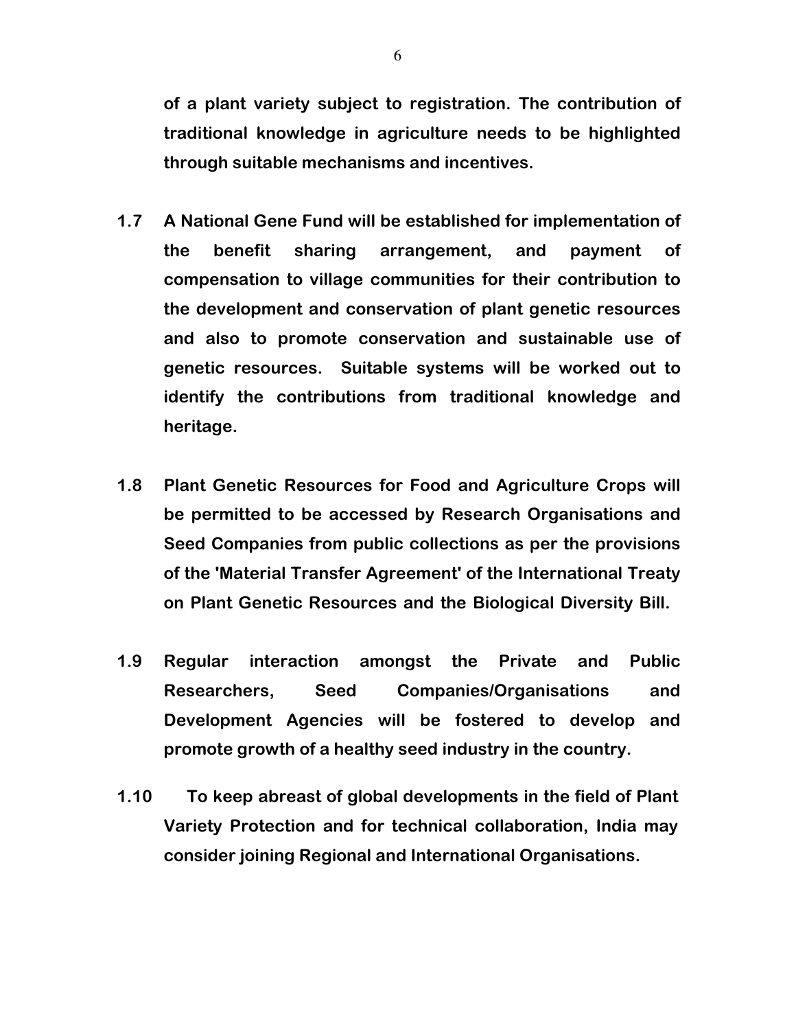**of a plant variety subject to registration. The contribution of traditional knowledge in agriculture needs to be highlighted through suitable mechanisms and incentives.**

**1.7 A National Gene Fund will be established for implementation of the benefit sharing arrangement, and payment of compensation to village communities for their contribution to the development and conservation of plant genetic resources and also to promote conservation and sustainable use of genetic resources. Suitable systems will be worked out to identify the contributions from traditional knowledge and heritage.**

**1.8 Plant Genetic Resources for Food and Agriculture Crops will be permitted to be accessed by Research Organisations and Seed Companies from public collections as per the provisions of the 'Material Transfer Agreement' of the International Treaty on Plant Genetic Resources and the Biological Diversity Bill.**

**1.9 Regular interaction amongst the Private and Public Researchers, Seed Companies/Organisations and Development Agencies will be fostered to develop and promote growth of a healthy seed industry in the country.**

**1.10 To keep abreast of global developments in the field of Plant Variety Protection and for technical collaboration, India may consider joining Regional and International Organisations.**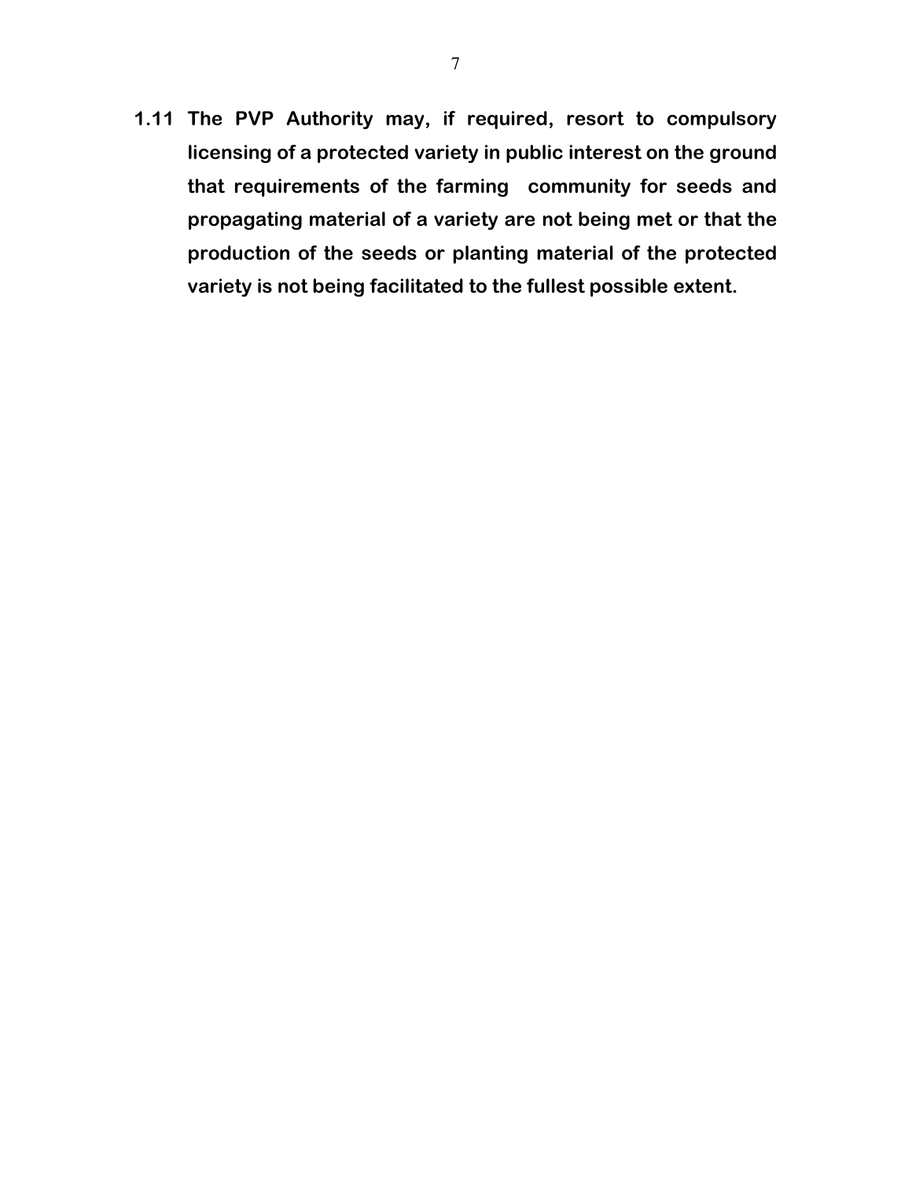**1.11 The PVP Authority may, if required, resort to compulsory licensing of a protected variety in public interest on the ground that requirements of the farming community for seeds and propagating material of a variety are not being met or that the production of the seeds or planting material of the protected variety is not being facilitated to the fullest possible extent.**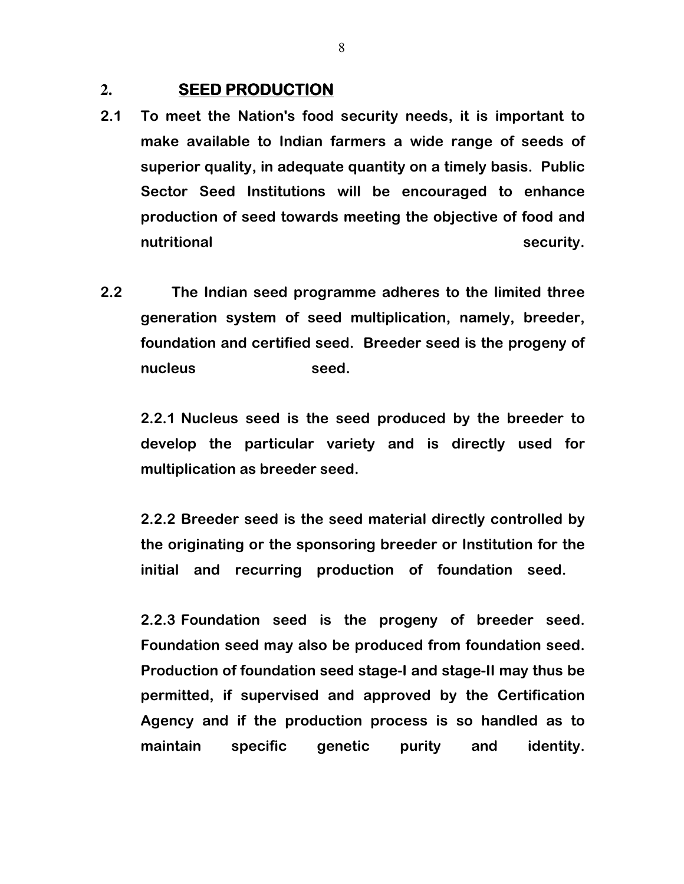## 2. SEED PRODUCTION

**2.1 To meet the Nation's food security needs, it is important to make available to Indian farmers a wide range of seeds of superior quality, in adequate quantity on a timely basis. Public Sector Seed Institutions will be encouraged to enhance production of seed towards meeting the objective of food and nutritional security.**

**2.2 The Indian seed programme adheres to the limited three generation system of seed multiplication, namely, breeder, foundation and certified seed. Breeder seed is the progeny of nucleus seed.**

**2.2.1 Nucleus seed is the seed produced by the breeder to develop the particular variety and is directly used for multiplication as breeder seed.**

**2.2.2 Breeder seed is the seed material directly controlled by the originating or the sponsoring breeder or Institution for the initial and recurring production of foundation seed.**

**2.2.3 Foundation seed is the progeny of breeder seed. Foundation seed may also be produced from foundation seed. Production of foundation seed stage-I and stage-II may thus be permitted, if supervised and approved by the Certification Agency and if the production process is so handled as to maintain specific genetic purity and identity.**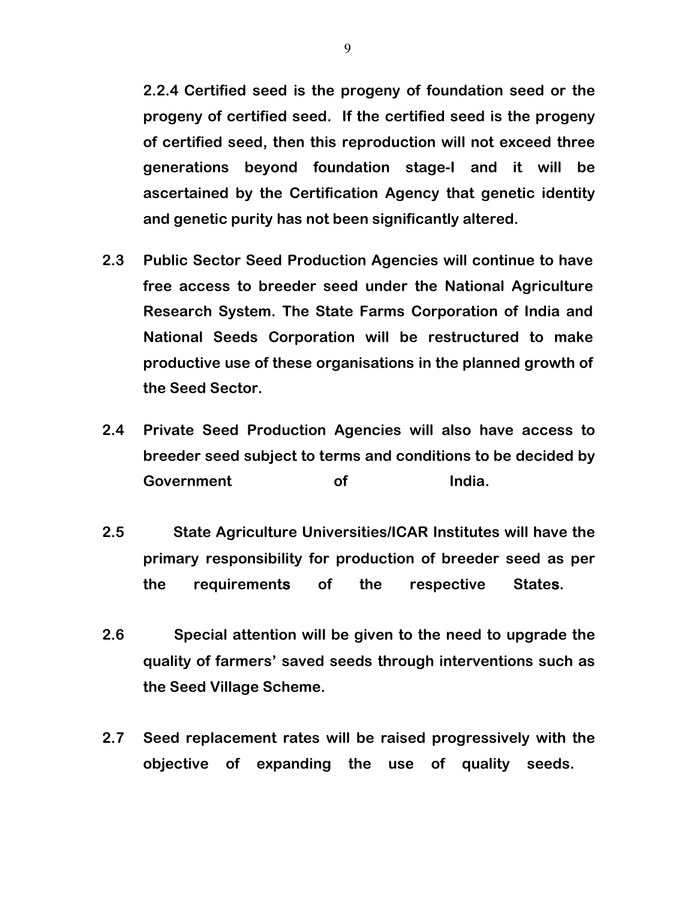**2.2.4 Certified seed is the progeny of foundation seed or the progeny of certified seed. If the certified seed is the progeny of certified seed, then this reproduction will not exceed three generations beyond foundation stage-I and it will be ascertained by the Certification Agency that genetic identity and genetic purity has not been significantly altered.**

**2.3 Public Sector Seed Production Agencies will continue to have free access to breeder seed under the National Agriculture Research System. The State Farms Corporation of India and National Seeds Corporation will be restructured to make productive use of these organisations in the planned growth of the Seed Sector.**

**2.4 Private Seed Production Agencies will also have access to breeder seed subject to terms and conditions to be decided by Government of India.**

**2.5 State Agriculture Universities/ICAR Institutes will have the primary responsibility for production of breeder seed as per the requirements of the respective States.**

**2.6 Special attention will be given to the need to upgrade the quality of farmers' saved seeds through interventions such as the Seed Village Scheme.**

**2.7 Seed replacement rates will be raised progressively with the objective of expanding the use of quality seeds.**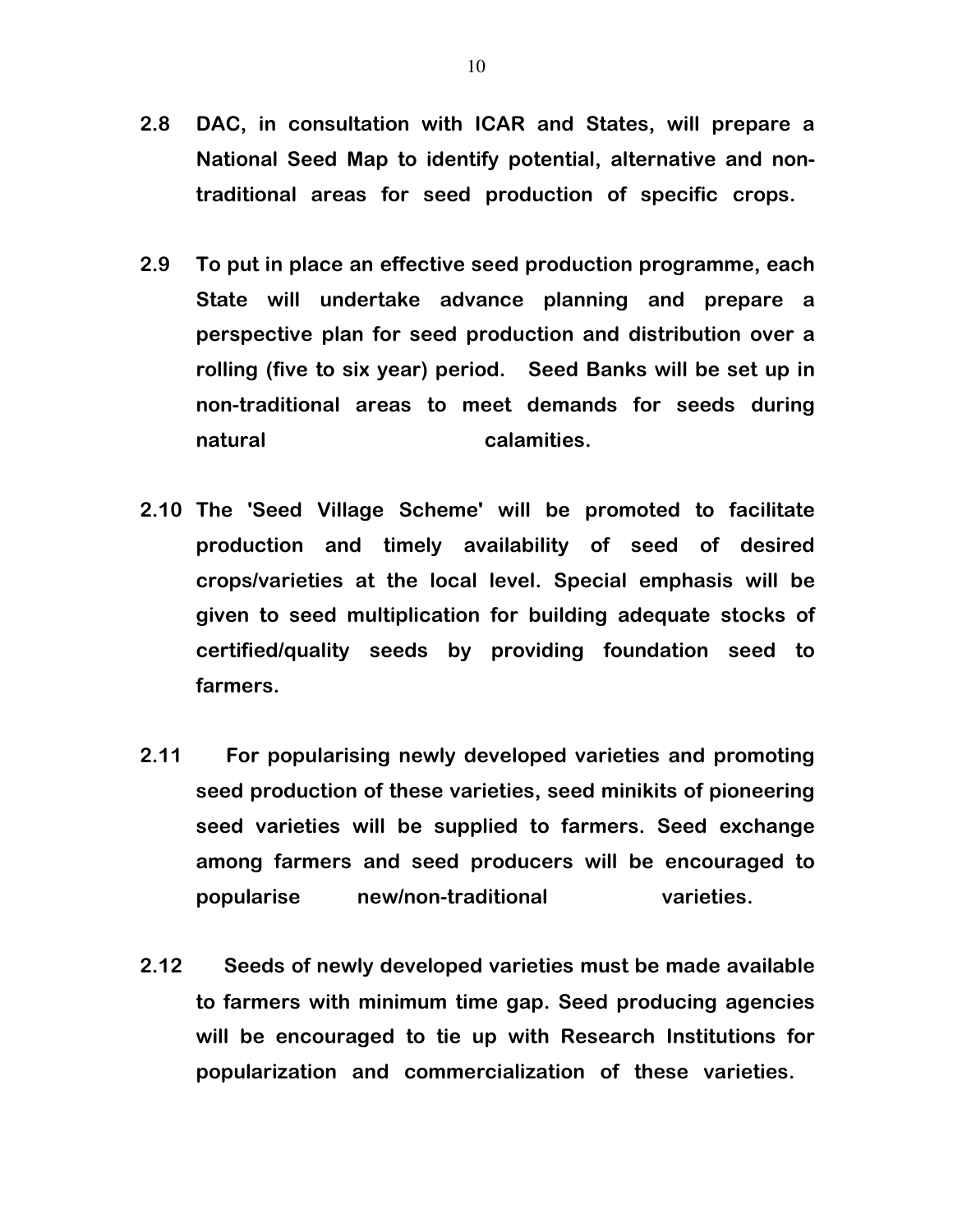**2.8 DAC, in consultation with ICAR and States, will prepare a National Seed Map to identify potential, alternative and non-traditional areas for seed production of specific crops.**

**2.9 To put in place an effective seed production programme, each State will undertake advance planning and prepare a perspective plan for seed production and distribution over a rolling (five to six year) period. Seed Banks will be set up in non-traditional areas to meet demands for seeds during natural calamities.**

**2.10 The 'Seed Village Scheme' will be promoted to facilitate production and timely availability of seed of desired crops/varieties at the local level. Special emphasis will be given to seed multiplication for building adequate stocks of certified/quality seeds by providing foundation seed to farmers.**

**2.11 For popularising newly developed varieties and promoting seed production of these varieties, seed minikits of pioneering seed varieties will be supplied to farmers. Seed exchange among farmers and seed producers will be encouraged to popularise new/non-traditional varieties.**

**2.12 Seeds of newly developed varieties must be made available to farmers with minimum time gap. Seed producing agencies will be encouraged to tie up with Research Institutions for popularization and commercialization of these varieties.**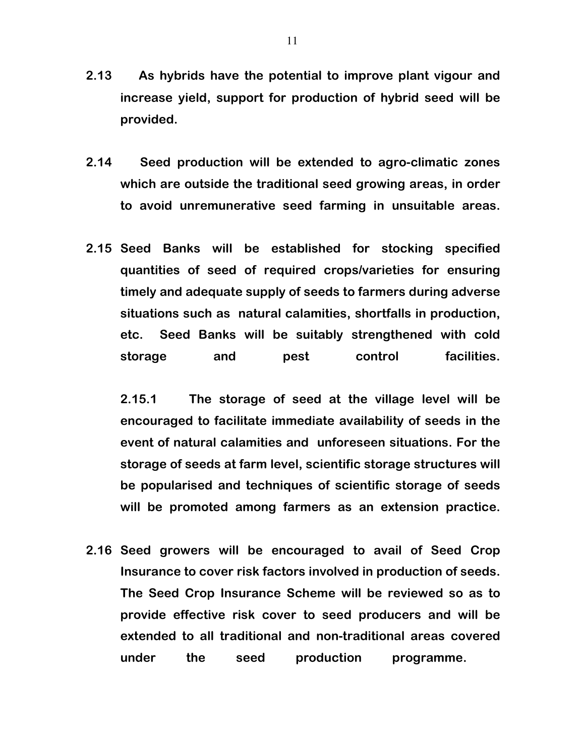**2.13 As hybrids have the potential to improve plant vigour and increase yield, support for production of hybrid seed will be provided.**

**2.14 Seed production will be extended to agro-climatic zones which are outside the traditional seed growing areas, in order to avoid unremunerative seed farming in unsuitable areas.**

**2.15 Seed Banks will be established for stocking specified quantities of seed of required crops/varieties for ensuring timely and adequate supply of seeds to farmers during adverse situations such as natural calamities, shortfalls in production, etc. Seed Banks will be suitably strengthened with cold storage and pest control facilities.**

**2.15.1 The storage of seed at the village level will be encouraged to facilitate immediate availability of seeds in the event of natural calamities and unforeseen situations. For the storage of seeds at farm level, scientific storage structures will be popularised and techniques of scientific storage of seeds will be promoted among farmers as an extension practice.**

**2.16 Seed growers will be encouraged to avail of Seed Crop Insurance to cover risk factors involved in production of seeds. The Seed Crop Insurance Scheme will be reviewed so as to provide effective risk cover to seed producers and will be extended to all traditional and non-traditional areas covered under the seed production programme.**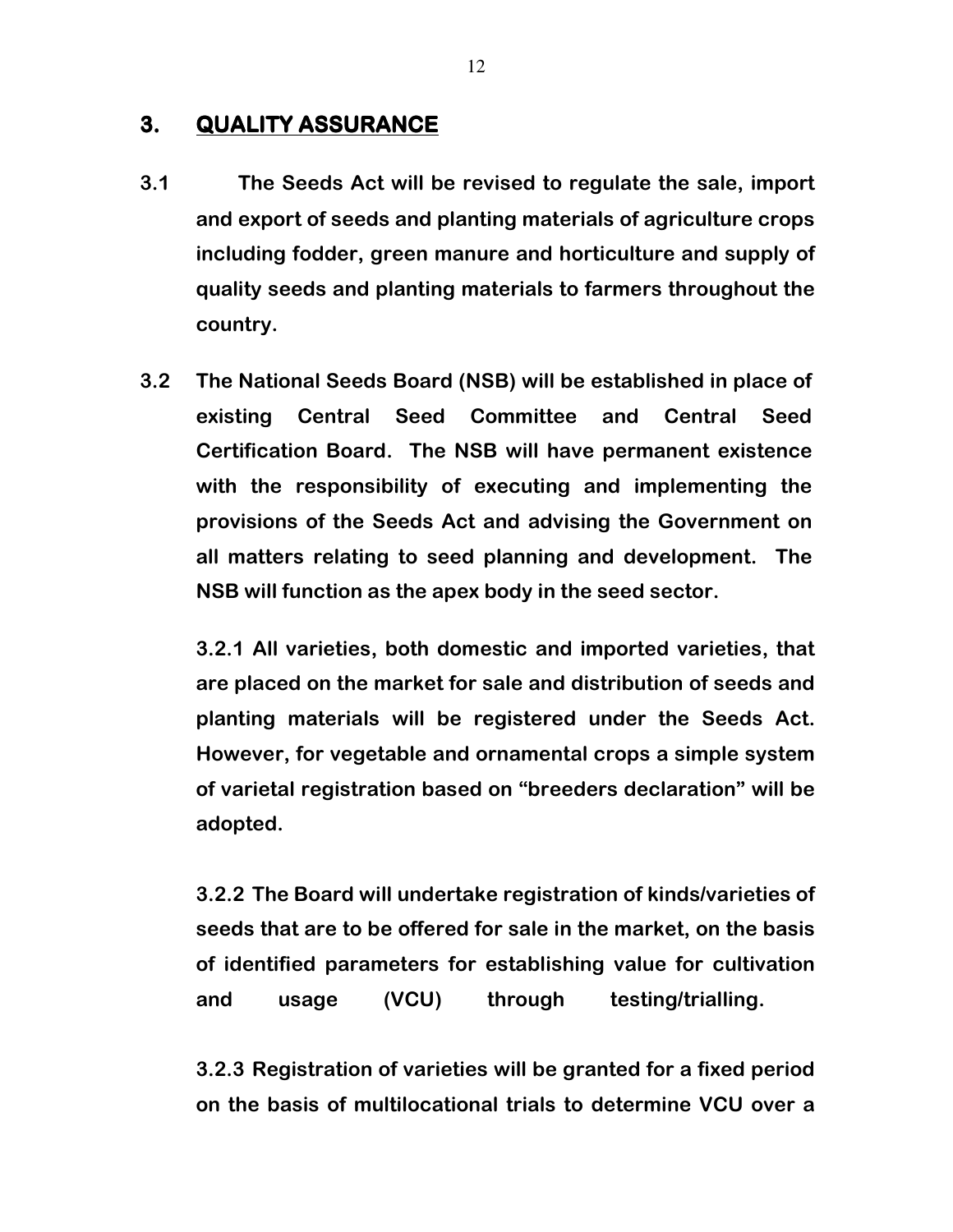## 3. QUALITY ASSURANCE

**3.1 The Seeds Act will be revised to regulate the sale, import and export of seeds and planting materials of agriculture crops including fodder, green manure and horticulture and supply of quality seeds and planting materials to farmers throughout the country.**

**3.2 The National Seeds Board (NSB) will be established in place of existing Central Seed Committee and Central Seed Certification Board. The NSB will have permanent existence with the responsibility of executing and implementing the provisions of the Seeds Act and advising the Government on all matters relating to seed planning and development. The NSB will function as the apex body in the seed sector.**

**3.2.1 All varieties, both domestic and imported varieties, that are placed on the market for sale and distribution of seeds and planting materials will be registered under the Seeds Act. However, for vegetable and ornamental crops a simple system of varietal registration based on "breeders declaration" will be adopted.**

**3.2.2 The Board will undertake registration of kinds/varieties of seeds that are to be offered for sale in the market, on the basis of identified parameters for establishing value for cultivation and usage (VCU) through testing/trialling.**

**3.2.3 Registration of varieties will be granted for a fixed period on the basis of multilocational trials to determine VCU over a**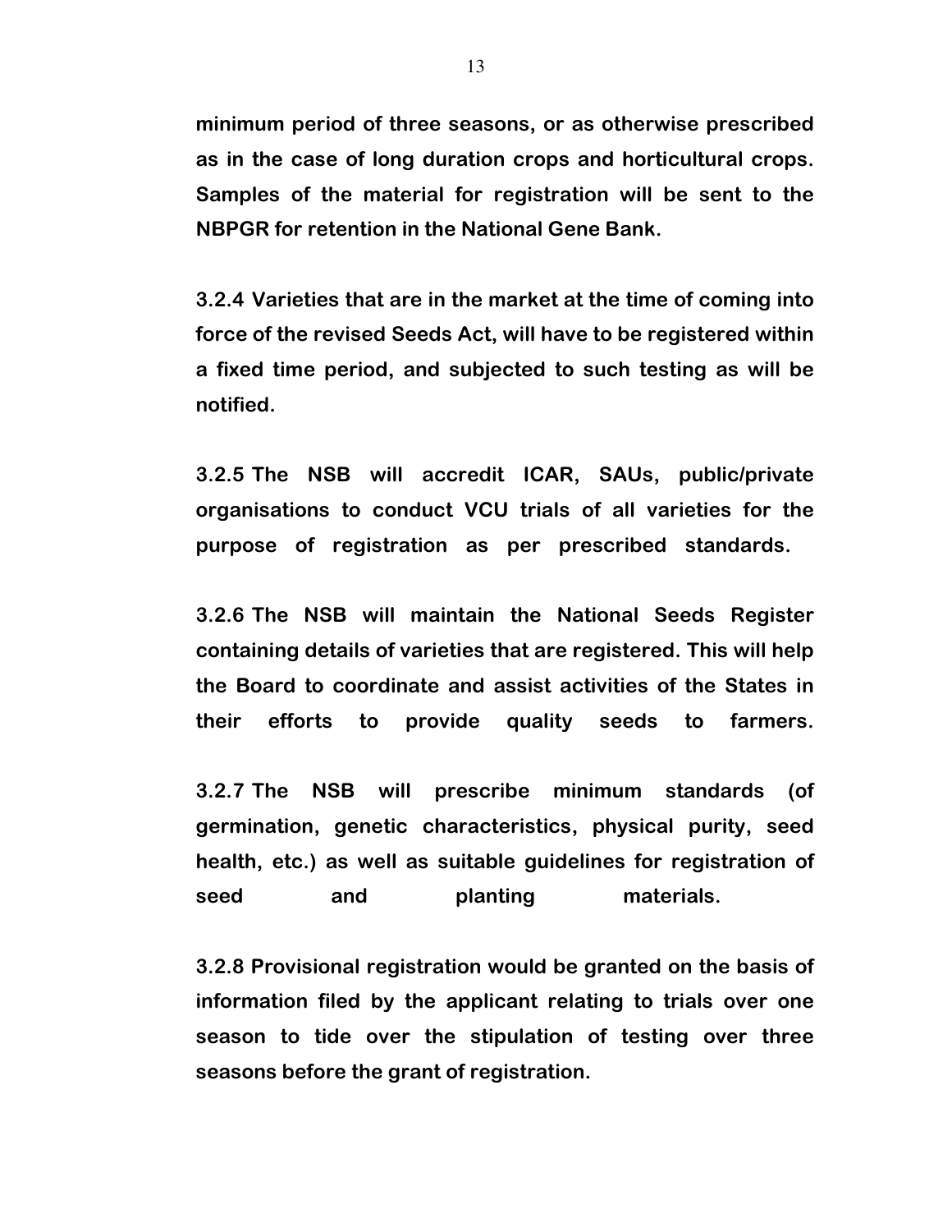**minimum period of three seasons, or as otherwise prescribed as in the case of long duration crops and horticultural crops. Samples of the material for registration will be sent to the NBPGR for retention in the National Gene Bank.**

**3.2.4 Varieties that are in the market at the time of coming into force of the revised Seeds Act, will have to be registered within a fixed time period, and subjected to such testing as will be notified.**

**3.2.5 The NSB will accredit ICAR, SAUs, public/private organisations to conduct VCU trials of all varieties for the purpose of registration as per prescribed standards.**

**3.2.6 The NSB will maintain the National Seeds Register containing details of varieties that are registered. This will help the Board to coordinate and assist activities of the States in their efforts to provide quality seeds to farmers.**

**3.2.7 The NSB will prescribe minimum standards (of germination, genetic characteristics, physical purity, seed health, etc.) as well as suitable guidelines for registration of seed and planting materials.**

**3.2.8 Provisional registration would be granted on the basis of information filed by the applicant relating to trials over one season to tide over the stipulation of testing over three seasons before the grant of registration.**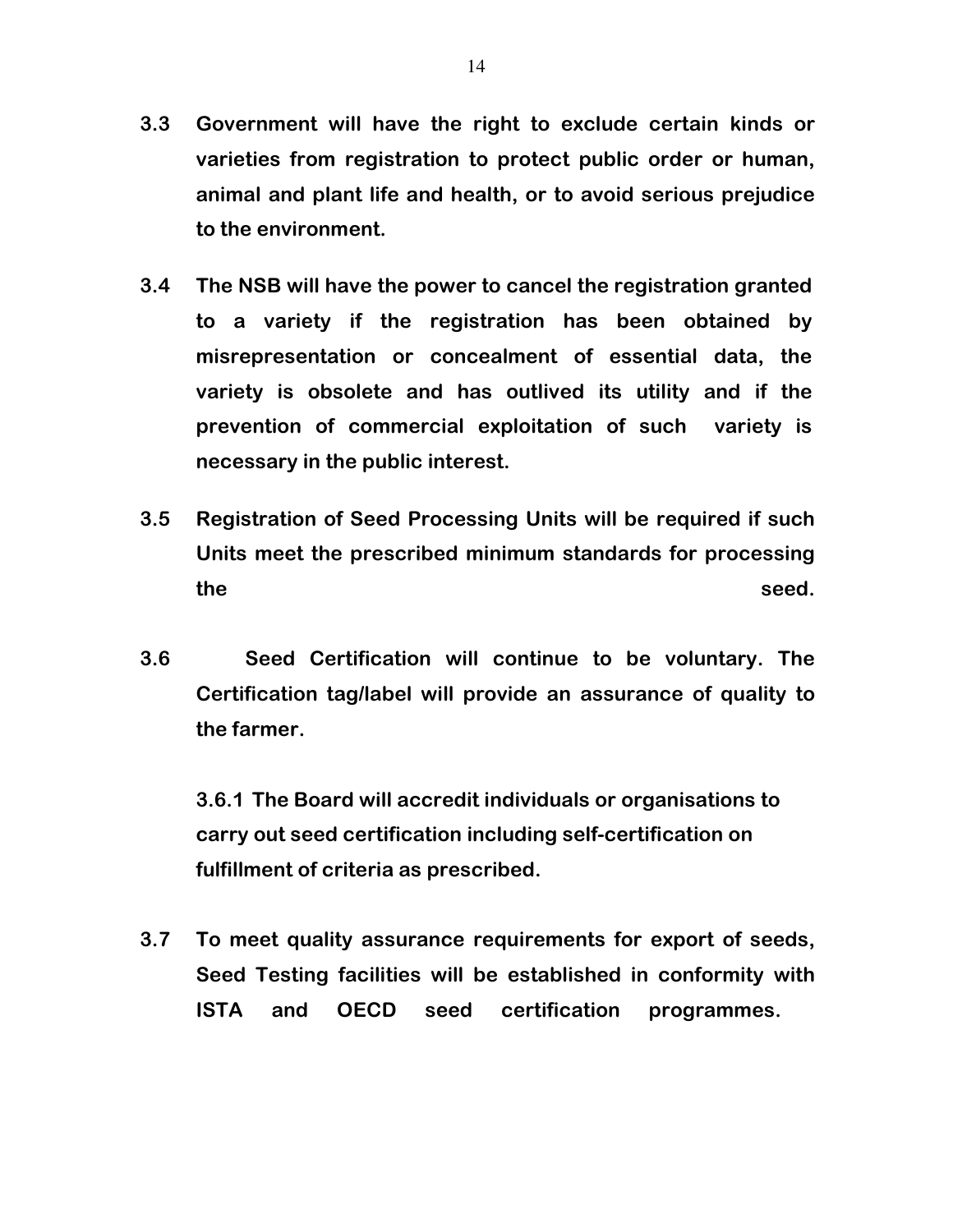**3.3 Government will have the right to exclude certain kinds or varieties from registration to protect public order or human, animal and plant life and health, or to avoid serious prejudice to the environment.**

**3.4 The NSB will have the power to cancel the registration granted to a variety if the registration has been obtained by misrepresentation or concealment of essential data, the variety is obsolete and has outlived its utility and if the prevention of commercial exploitation of such variety is necessary in the public interest.**

**3.5 Registration of Seed Processing Units will be required if such Units meet the prescribed minimum standards for processing the seed.**

**3.6 Seed Certification will continue to be voluntary. The Certification tag/label will provide an assurance of quality to the farmer.**

**3.6.1 The Board will accredit individuals or organisations to carry out seed certification including self-certification on fulfillment of criteria as prescribed.**

**3.7 To meet quality assurance requirements for export of seeds, Seed Testing facilities will be established in conformity with ISTA and OECD seed certification programmes.**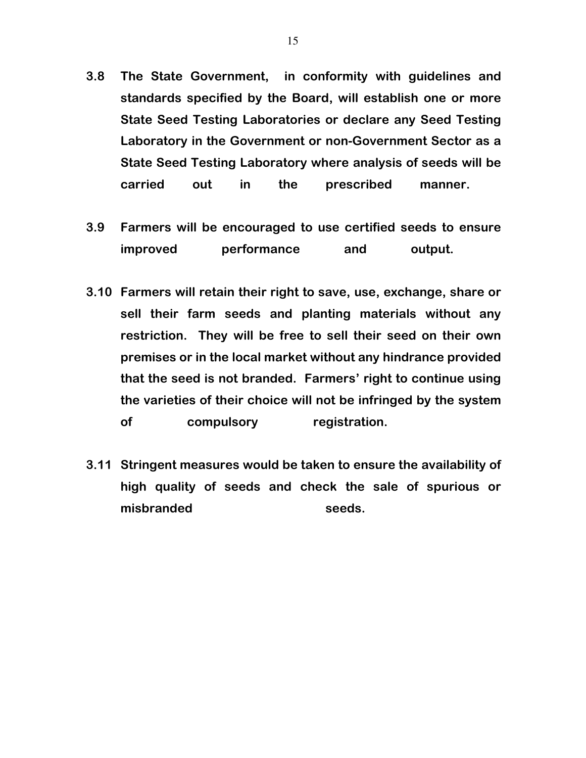**3.8 The State Government, in conformity with guidelines and standards specified by the Board, will establish one or more State Seed Testing Laboratories or declare any Seed Testing Laboratory in the Government or non-Government Sector as a State Seed Testing Laboratory where analysis of seeds will be carried out in the prescribed manner.**

**3.9 Farmers will be encouraged to use certified seeds to ensure improved performance and output.**

**3.10 Farmers will retain their right to save, use, exchange, share or sell their farm seeds and planting materials without any restriction. They will be free to sell their seed on their own premises or in the local market without any hindrance provided that the seed is not branded. Farmers' right to continue using the varieties of their choice will not be infringed by the system of compulsory registration.**

**3.11 Stringent measures would be taken to ensure the availability of high quality of seeds and check the sale of spurious or misbranded seeds.**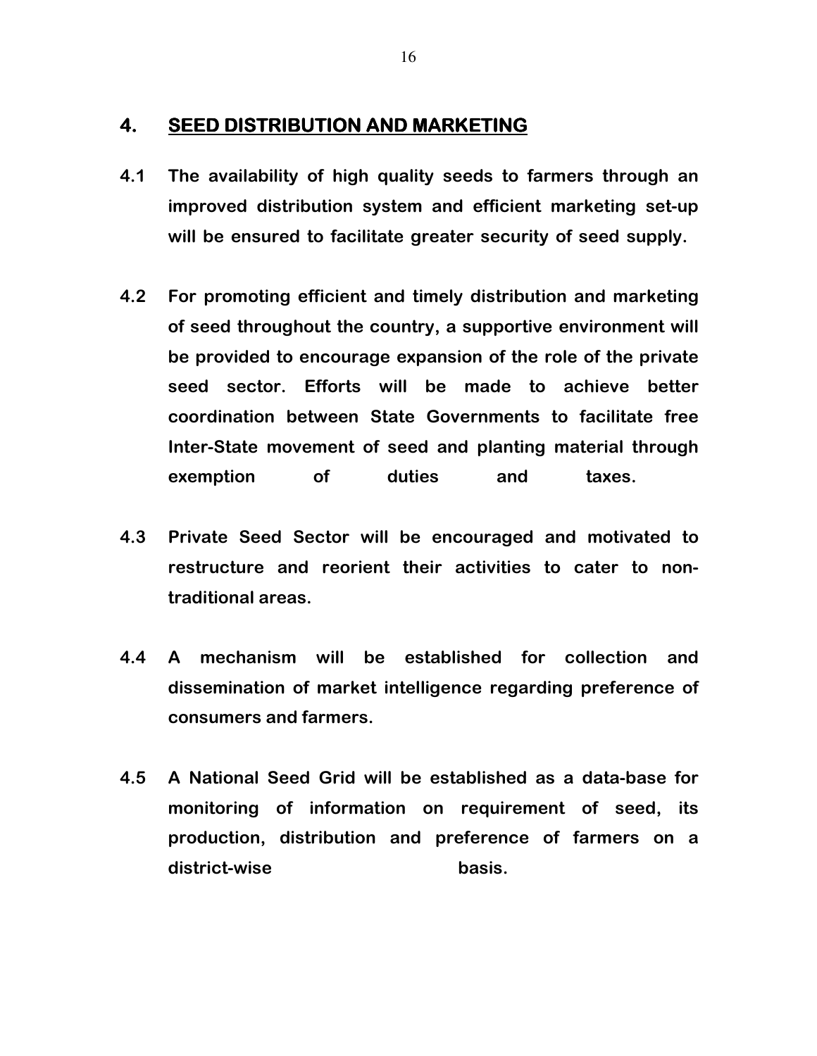## 4. SEED DISTRIBUTION AND MARKETING

**4.1 The availability of high quality seeds to farmers through an improved distribution system and efficient marketing set-up will be ensured to facilitate greater security of seed supply.**

**4.2 For promoting efficient and timely distribution and marketing of seed throughout the country, a supportive environment will be provided to encourage expansion of the role of the private seed sector. Efforts will be made to achieve better coordination between State Governments to facilitate free Inter-State movement of seed and planting material through exemption of duties and taxes.**

**4.3 Private Seed Sector will be encouraged and motivated to restructure and reorient their activities to cater to non-traditional areas.**

**4.4 A mechanism will be established for collection and dissemination of market intelligence regarding preference of consumers and farmers.**

**4.5 A National Seed Grid will be established as a data-base for monitoring of information on requirement of seed, its production, distribution and preference of farmers on a district-wise basis.**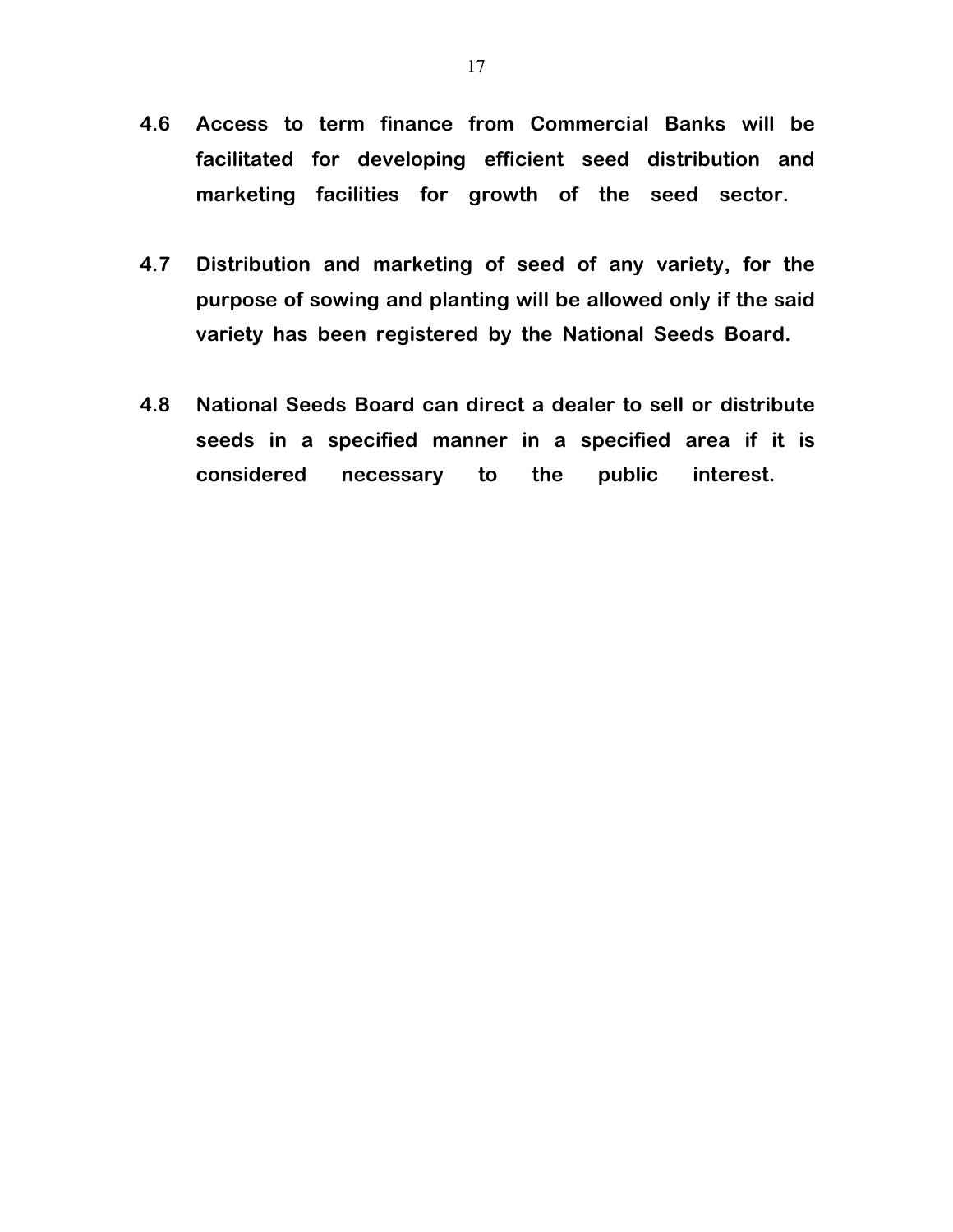**4.6 Access to term finance from Commercial Banks will be facilitated for developing efficient seed distribution and marketing facilities for growth of the seed sector.**

**4.7 Distribution and marketing of seed of any variety, for the purpose of sowing and planting will be allowed only if the said variety has been registered by the National Seeds Board.**

**4.8 National Seeds Board can direct a dealer to sell or distribute seeds in a specified manner in a specified area if it is considered necessary to the public interest.**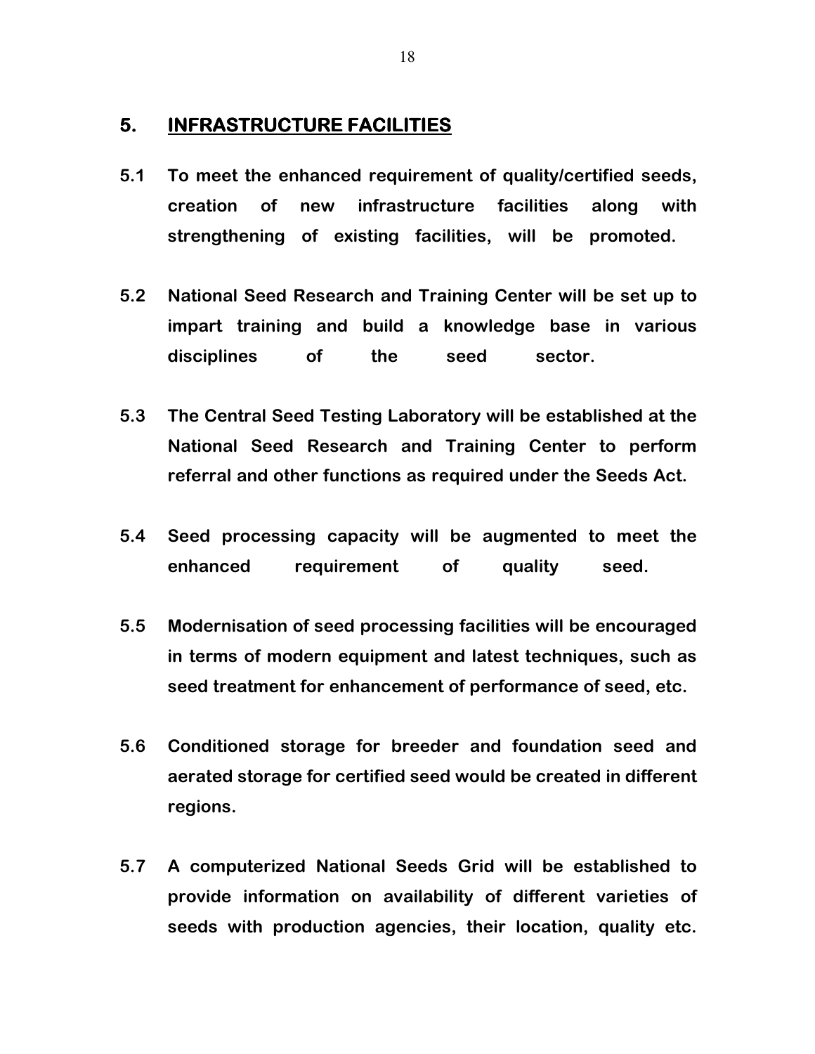## 5. INFRASTRUCTURE FACILITIES

**5.1 To meet the enhanced requirement of quality/certified seeds, creation of new infrastructure facilities along with strengthening of existing facilities, will be promoted.**

**5.2 National Seed Research and Training Center will be set up to impart training and build a knowledge base in various disciplines of the seed sector.**

**5.3 The Central Seed Testing Laboratory will be established at the National Seed Research and Training Center to perform referral and other functions as required under the Seeds Act.**

**5.4 Seed processing capacity will be augmented to meet the enhanced requirement of quality seed.**

**5.5 Modernisation of seed processing facilities will be encouraged in terms of modern equipment and latest techniques, such as seed treatment for enhancement of performance of seed, etc.**

**5.6 Conditioned storage for breeder and foundation seed and aerated storage for certified seed would be created in different regions.**

**5.7 A computerized National Seeds Grid will be established to provide information on availability of different varieties of seeds with production agencies, their location, quality etc.**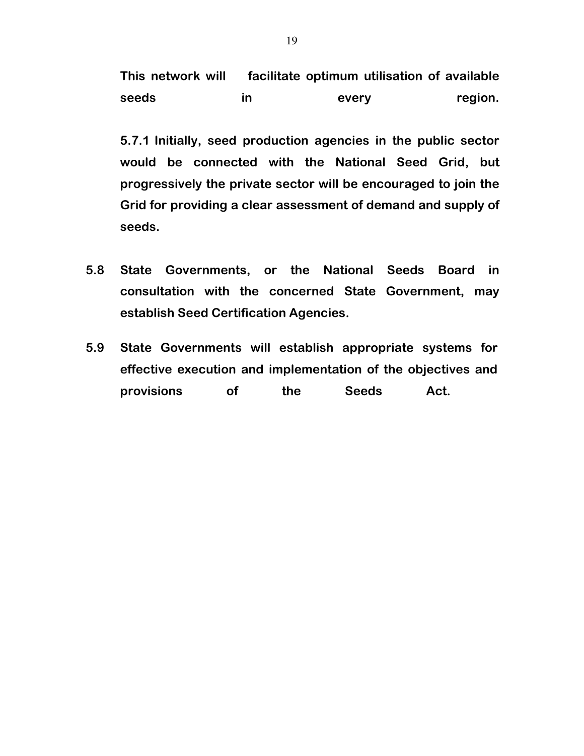**This network will facilitate optimum utilisation of available seeds in every region.**

**5.7.1 Initially, seed production agencies in the public sector would be connected with the National Seed Grid, but progressively the private sector will be encouraged to join the Grid for providing a clear assessment of demand and supply of seeds.**

**5.8 State Governments, or the National Seeds Board in consultation with the concerned State Government, may establish Seed Certification Agencies.**

**5.9 State Governments will establish appropriate systems for effective execution and implementation of the objectives and provisions of the Seeds Act.**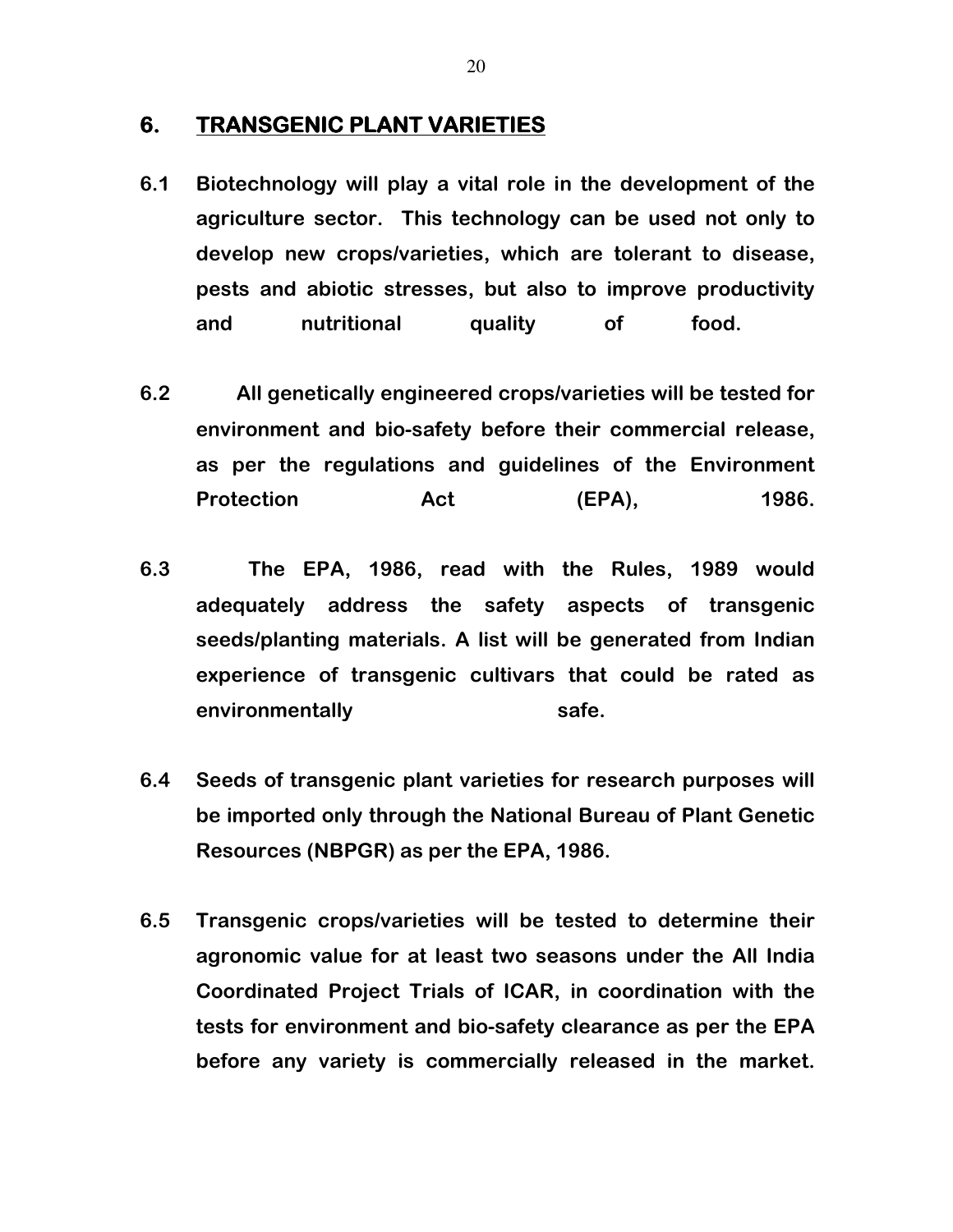## 6. TRANSGENIC PLANT VARIETIES

**6.1 Biotechnology will play a vital role in the development of the agriculture sector. This technology can be used not only to develop new crops/varieties, which are tolerant to disease, pests and abiotic stresses, but also to improve productivity and nutritional quality of food.**

**6.2 All genetically engineered crops/varieties will be tested for environment and bio-safety before their commercial release, as per the regulations and guidelines of the Environment Protection Act (EPA), 1986.**

**6.3 The EPA, 1986, read with the Rules, 1989 would adequately address the safety aspects of transgenic seeds/planting materials. A list will be generated from Indian experience of transgenic cultivars that could be rated as environmentally safe.**

**6.4 Seeds of transgenic plant varieties for research purposes will be imported only through the National Bureau of Plant Genetic Resources (NBPGR) as per the EPA, 1986.**

**6.5 Transgenic crops/varieties will be tested to determine their agronomic value for at least two seasons under the All India Coordinated Project Trials of ICAR, in coordination with the tests for environment and bio-safety clearance as per the EPA before any variety is commercially released in the market.**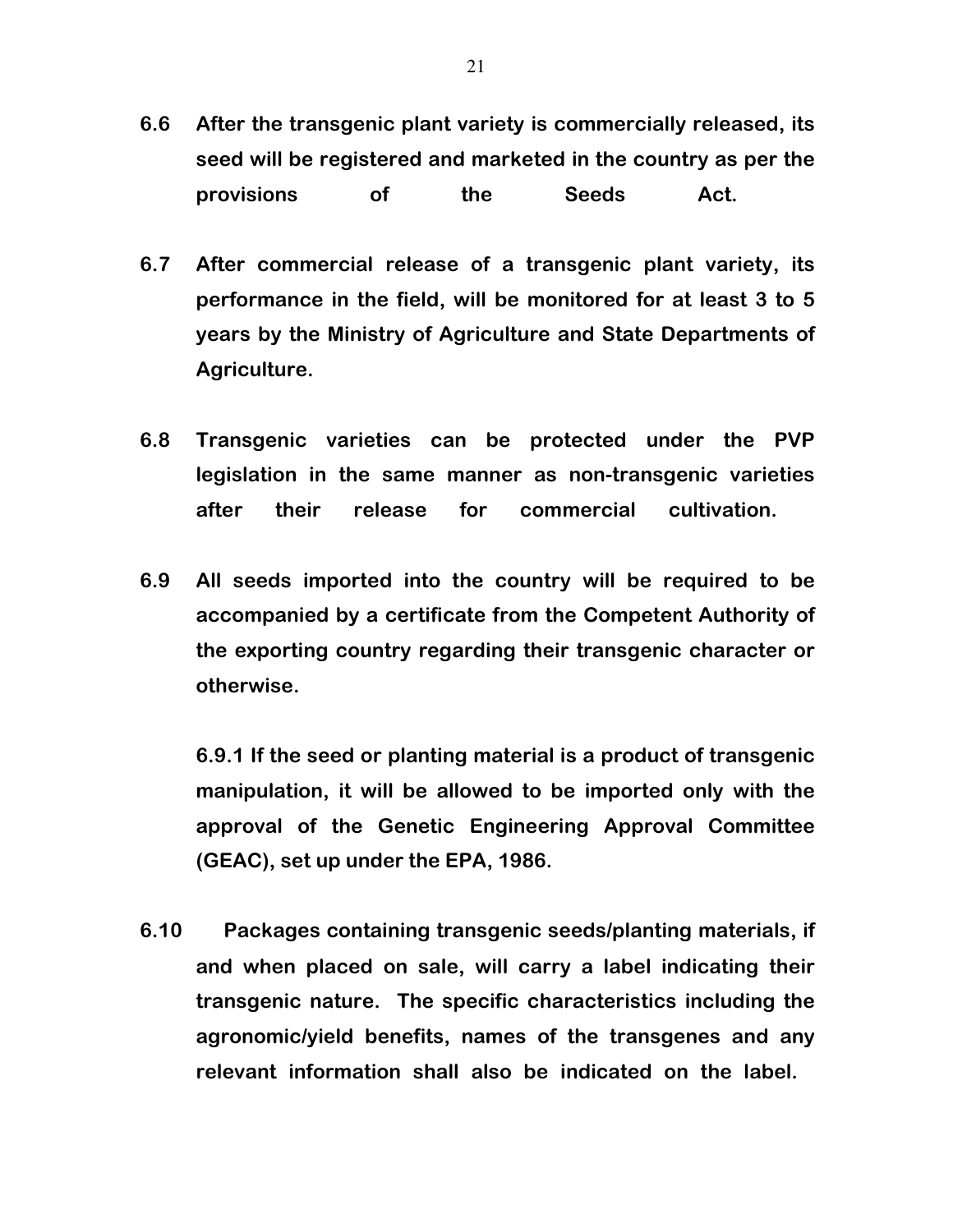**6.6 After the transgenic plant variety is commercially released, its seed will be registered and marketed in the country as per the provisions of the Seeds Act.**

**6.7 After commercial release of a transgenic plant variety, its performance in the field, will be monitored for at least 3 to 5 years by the Ministry of Agriculture and State Departments of Agriculture.**

**6.8 Transgenic varieties can be protected under the PVP legislation in the same manner as non-transgenic varieties after their release for commercial cultivation.**

**6.9 All seeds imported into the country will be required to be accompanied by a certificate from the Competent Authority of the exporting country regarding their transgenic character or otherwise.**

**6.9.1 If the seed or planting material is a product of transgenic manipulation, it will be allowed to be imported only with the approval of the Genetic Engineering Approval Committee (GEAC), set up under the EPA, 1986.**

**6.10 Packages containing transgenic seeds/planting materials, if and when placed on sale, will carry a label indicating their transgenic nature. The specific characteristics including the agronomic/yield benefits, names of the transgenes and any relevant information shall also be indicated on the label.**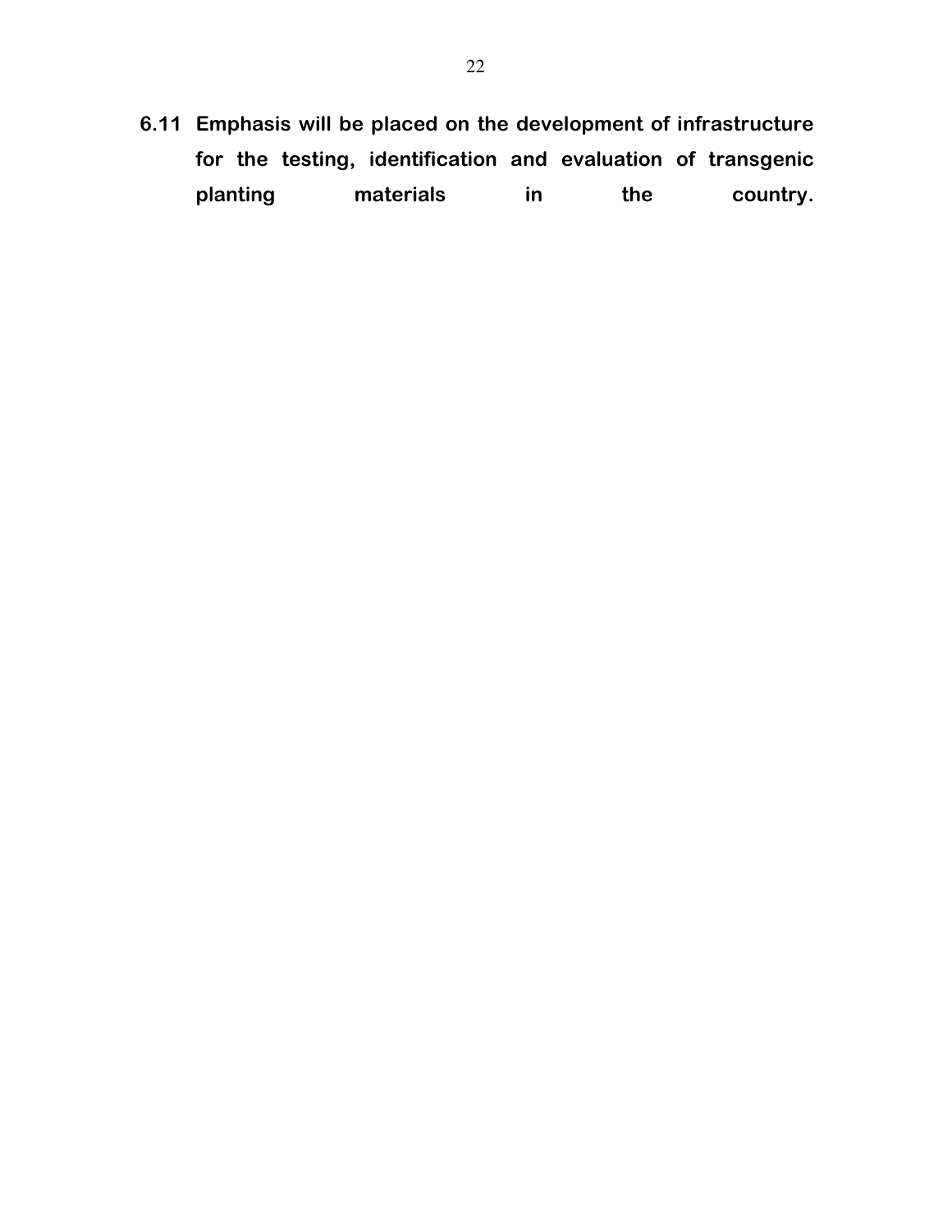**6.11 Emphasis will be placed on the development of infrastructure for the testing, identification and evaluation of transgenic planting materials in the country.**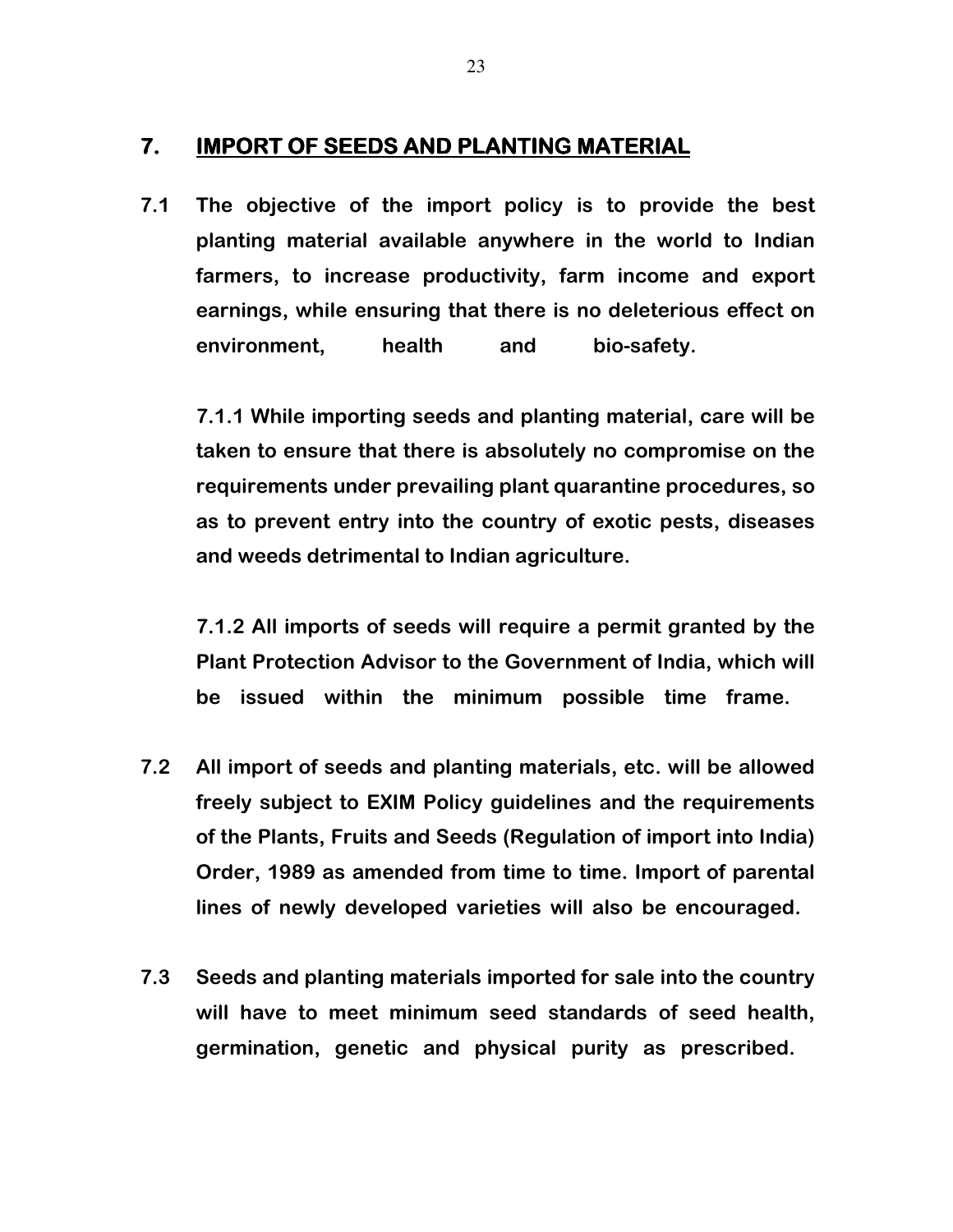## 7. IMPORT OF SEEDS AND PLANTING MATERIAL

**7.1 The objective of the import policy is to provide the best planting material available anywhere in the world to Indian farmers, to increase productivity, farm income and export earnings, while ensuring that there is no deleterious effect on environment, health and bio-safety.**

**7.1.1 While importing seeds and planting material, care will be taken to ensure that there is absolutely no compromise on the requirements under prevailing plant quarantine procedures, so as to prevent entry into the country of exotic pests, diseases and weeds detrimental to Indian agriculture.**

**7.1.2 All imports of seeds will require a permit granted by the Plant Protection Advisor to the Government of India, which will be issued within the minimum possible time frame.**

**7.2 All import of seeds and planting materials, etc. will be allowed freely subject to EXIM Policy guidelines and the requirements of the Plants, Fruits and Seeds (Regulation of import into India) Order, 1989 as amended from time to time. Import of parental lines of newly developed varieties will also be encouraged.**

**7.3 Seeds and planting materials imported for sale into the country will have to meet minimum seed standards of seed health, germination, genetic and physical purity as prescribed.**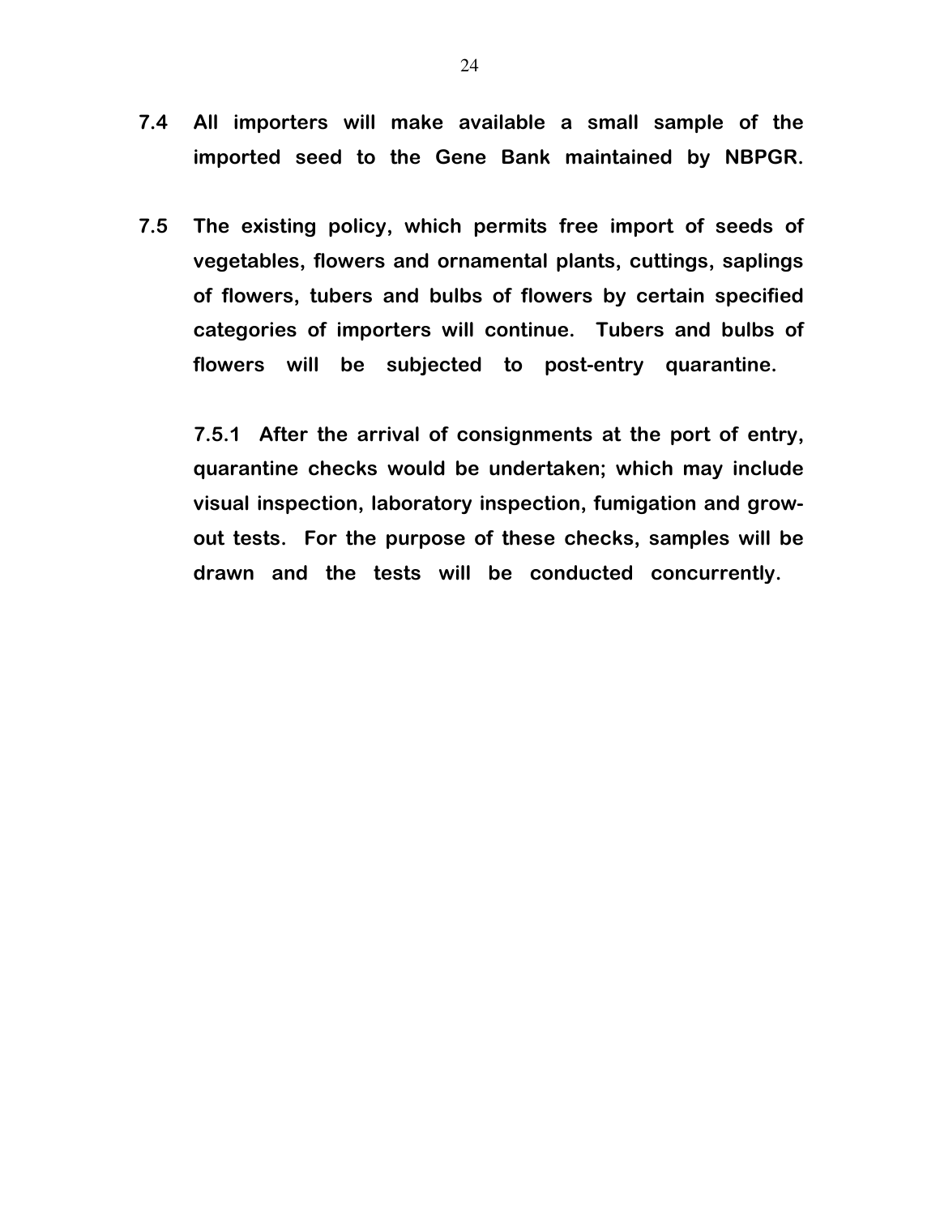**7.4 All importers will make available a small sample of the imported seed to the Gene Bank maintained by NBPGR.**

**7.5 The existing policy, which permits free import of seeds of vegetables, flowers and ornamental plants, cuttings, saplings of flowers, tubers and bulbs of flowers by certain specified categories of importers will continue. Tubers and bulbs of flowers will be subjected to post-entry quarantine.**

**7.5.1 After the arrival of consignments at the port of entry, quarantine checks would be undertaken; which may include visual inspection, laboratory inspection, fumigation and grow-out tests. For the purpose of these checks, samples will be drawn and the tests will be conducted concurrently.**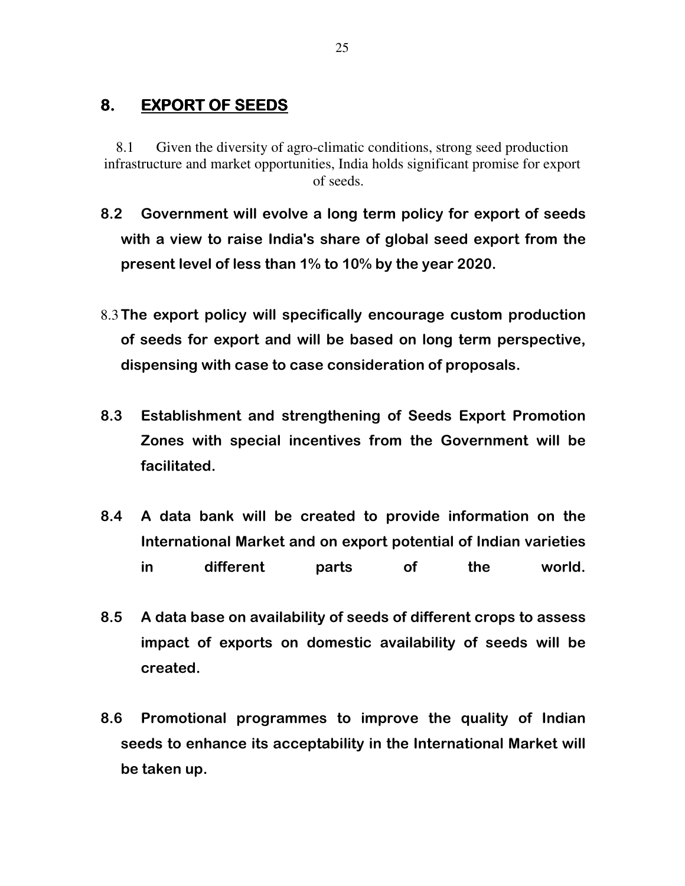## 8. EXPORT OF SEEDS

8.1 Given the diversity of agro-climatic conditions, strong seed production infrastructure and market opportunities, India holds significant promise for export of seeds.

**8.2 Government will evolve a long term policy for export of seeds with a view to raise India's share of global seed export from the present level of less than 1% to 10% by the year 2020.**

8.3 **The export policy will specifically encourage custom production of seeds for export and will be based on long term perspective, dispensing with case to case consideration of proposals.**

**8.3 Establishment and strengthening of Seeds Export Promotion Zones with special incentives from the Government will be facilitated.**

**8.4 A data bank will be created to provide information on the International Market and on export potential of Indian varieties in different parts of the world.**

**8.5 A data base on availability of seeds of different crops to assess impact of exports on domestic availability of seeds will be created.**

**8.6 Promotional programmes to improve the quality of Indian seeds to enhance its acceptability in the International Market will be taken up.**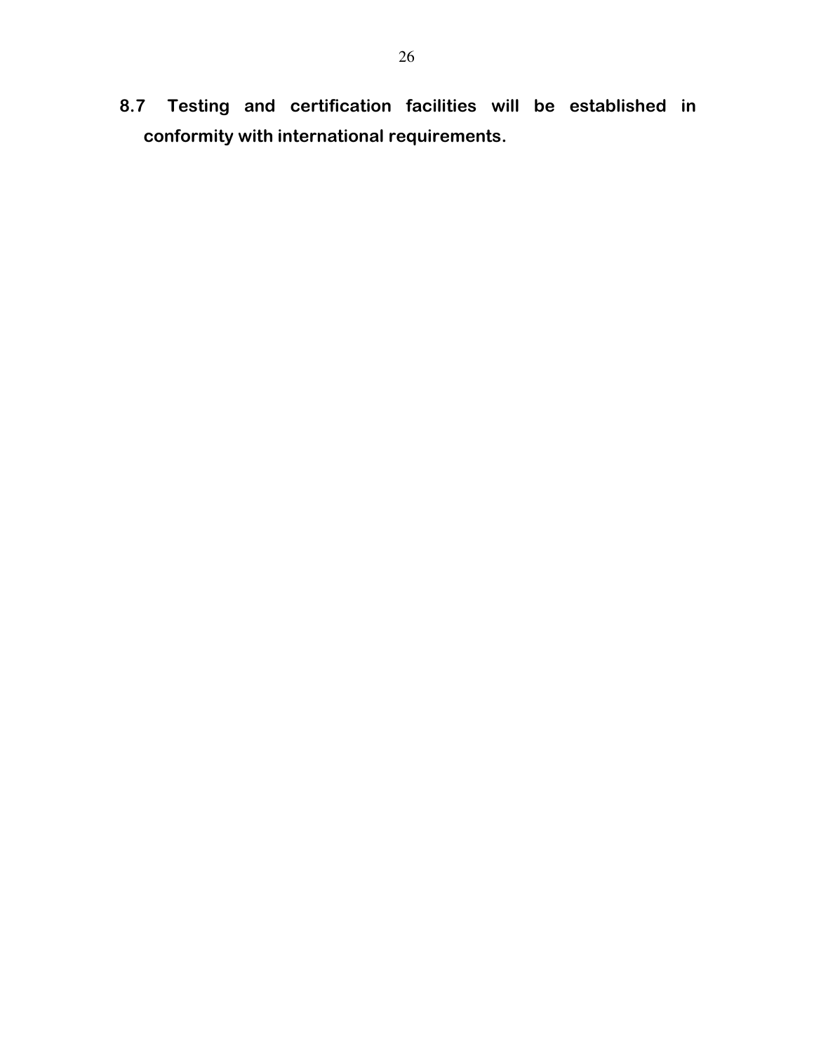**8.7 Testing and certification facilities will be established in conformity with international requirements.**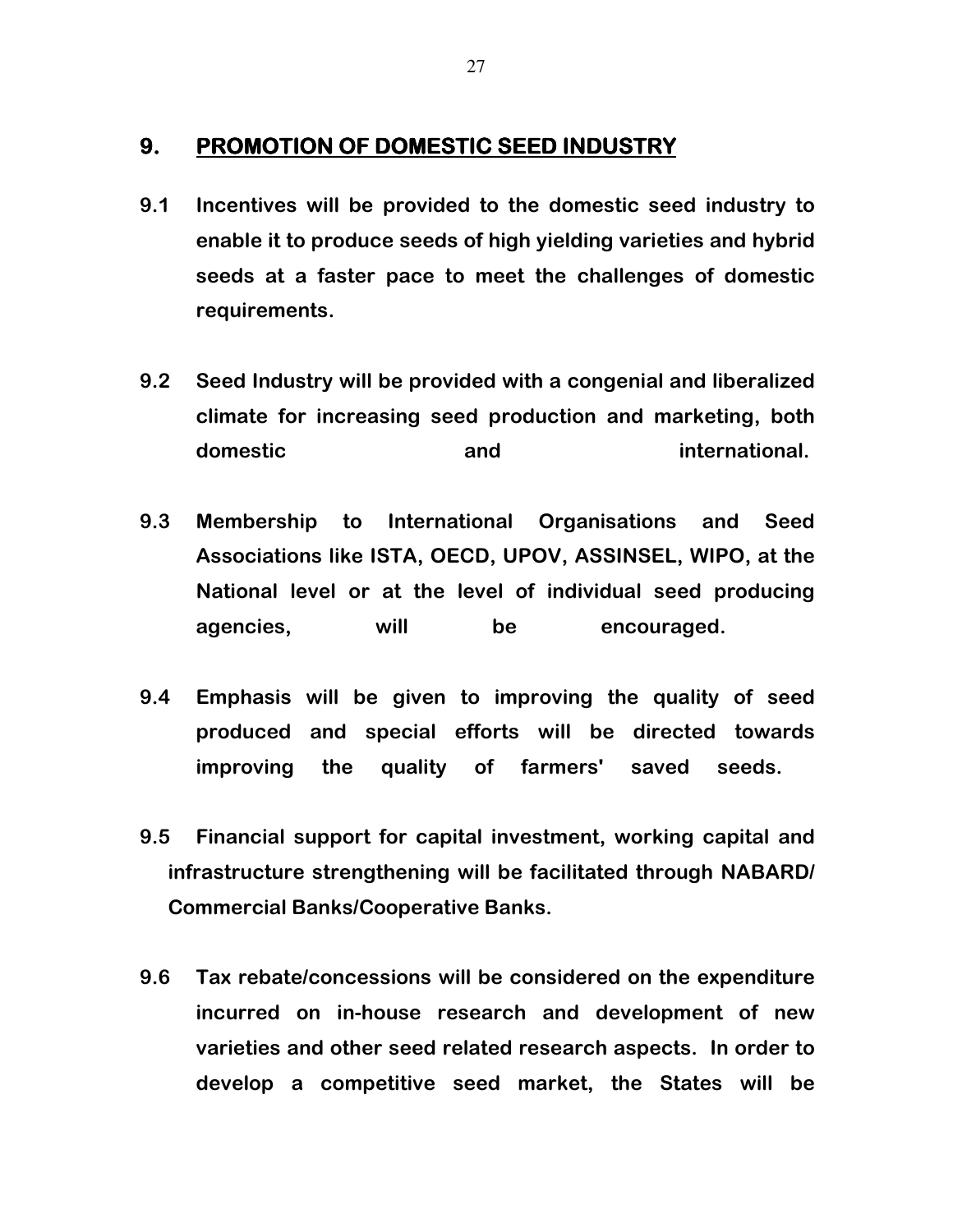## 9. PROMOTION OF DOMESTIC SEED INDUSTRY

**9.1 Incentives will be provided to the domestic seed industry to enable it to produce seeds of high yielding varieties and hybrid seeds at a faster pace to meet the challenges of domestic requirements.**

**9.2 Seed Industry will be provided with a congenial and liberalized climate for increasing seed production and marketing, both domestic and international.**

**9.3 Membership to International Organisations and Seed Associations like ISTA, OECD, UPOV, ASSINSEL, WIPO, at the National level or at the level of individual seed producing agencies, will be encouraged.**

**9.4 Emphasis will be given to improving the quality of seed produced and special efforts will be directed towards improving the quality of farmers' saved seeds.**

**9.5 Financial support for capital investment, working capital and infrastructure strengthening will be facilitated through NABARD/ Commercial Banks/Cooperative Banks.**

**9.6 Tax rebate/concessions will be considered on the expenditure incurred on in-house research and development of new varieties and other seed related research aspects. In order to develop a competitive seed market, the States will be**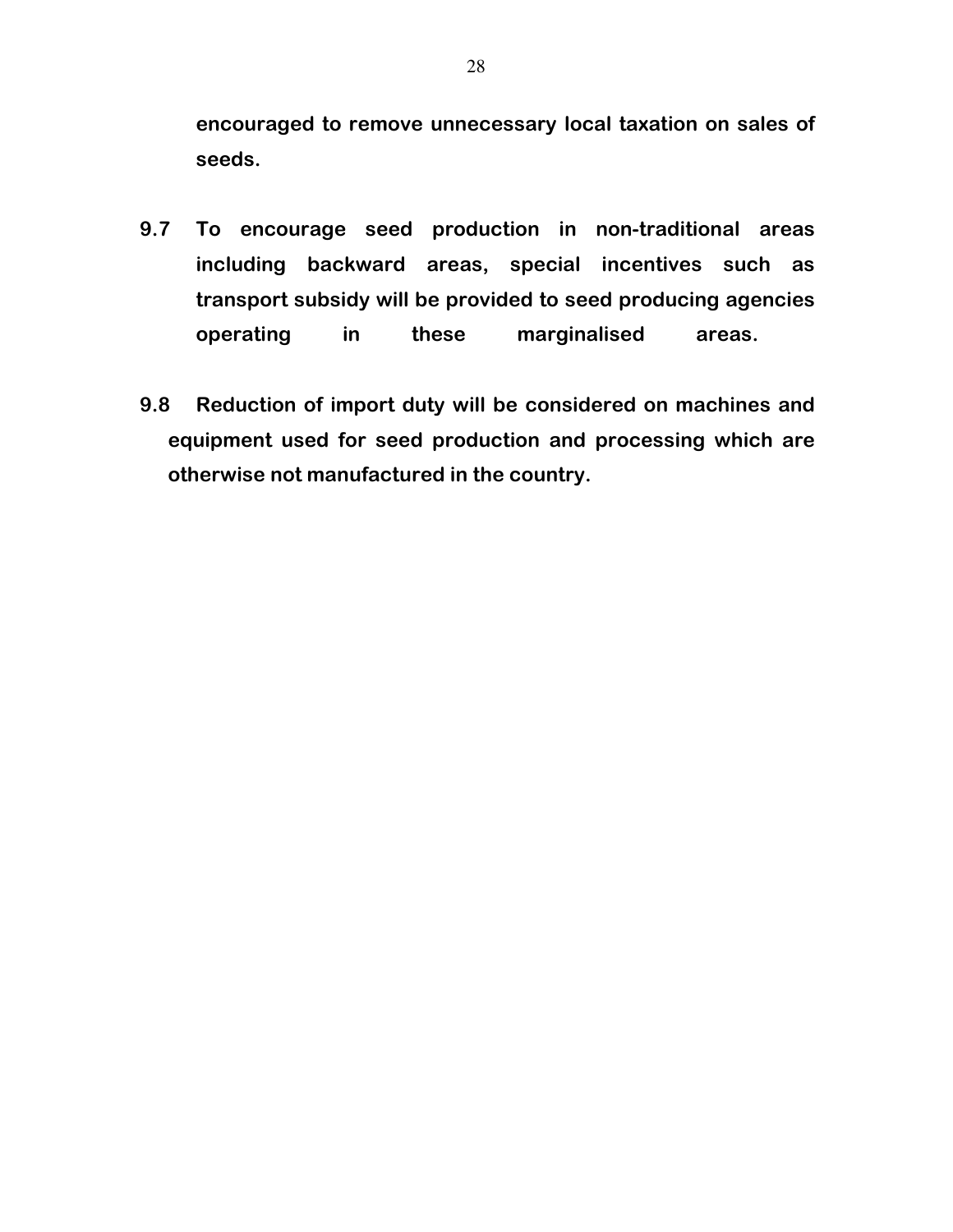**encouraged to remove unnecessary local taxation on sales of seeds.**

**9.7 To encourage seed production in non-traditional areas including backward areas, special incentives such as transport subsidy will be provided to seed producing agencies operating in these marginalised areas.**

**9.8 Reduction of import duty will be considered on machines and equipment used for seed production and processing which are otherwise not manufactured in the country.**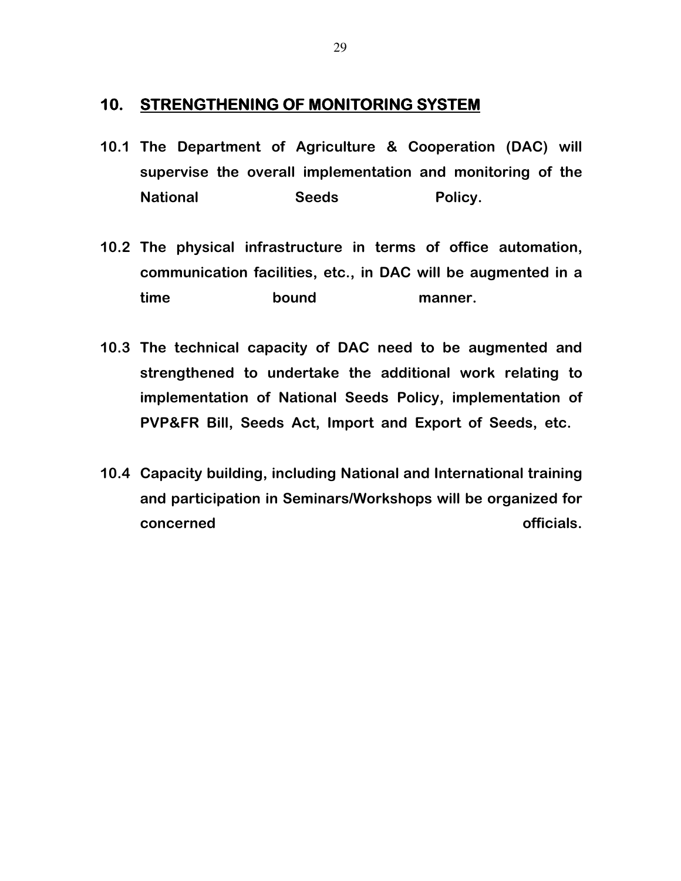## 10. STRENGTHENING OF MONITORING SYSTEM

**10.1 The Department of Agriculture & Cooperation (DAC) will supervise the overall implementation and monitoring of the National Seeds Policy.**

**10.2 The physical infrastructure in terms of office automation, communication facilities, etc., in DAC will be augmented in a time bound manner.**

**10.3 The technical capacity of DAC need to be augmented and strengthened to undertake the additional work relating to implementation of National Seeds Policy, implementation of PVP&FR Bill, Seeds Act, Import and Export of Seeds, etc.**

**10.4 Capacity building, including National and International training and participation in Seminars/Workshops will be organized for concerned officials.**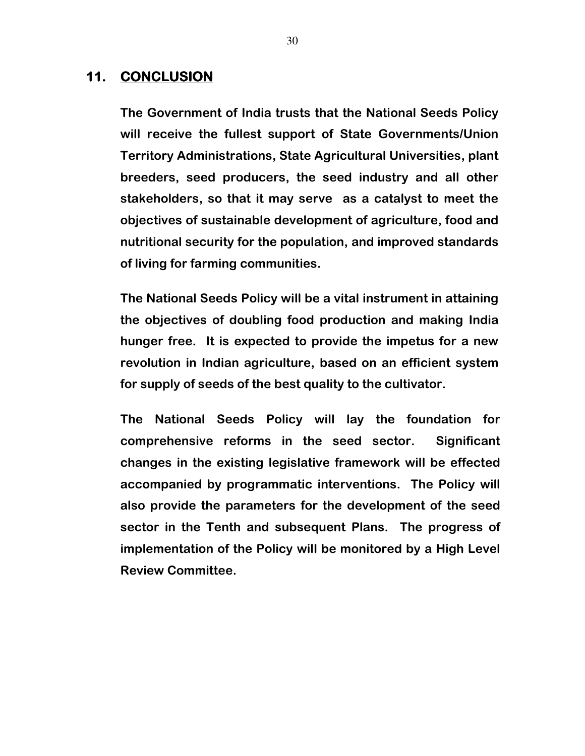## 11. CONCLUSION

**The Government of India trusts that the National Seeds Policy will receive the fullest support of State Governments/Union Territory Administrations, State Agricultural Universities, plant breeders, seed producers, the seed industry and all other stakeholders, so that it may serve as a catalyst to meet the objectives of sustainable development of agriculture, food and nutritional security for the population, and improved standards of living for farming communities.**

**The National Seeds Policy will be a vital instrument in attaining the objectives of doubling food production and making India hunger free. It is expected to provide the impetus for a new revolution in Indian agriculture, based on an efficient system for supply of seeds of the best quality to the cultivator.**

**The National Seeds Policy will lay the foundation for comprehensive reforms in the seed sector. Significant changes in the existing legislative framework will be effected accompanied by programmatic interventions. The Policy will also provide the parameters for the development of the seed sector in the Tenth and subsequent Plans. The progress of implementation of the Policy will be monitored by a High Level Review Committee.**